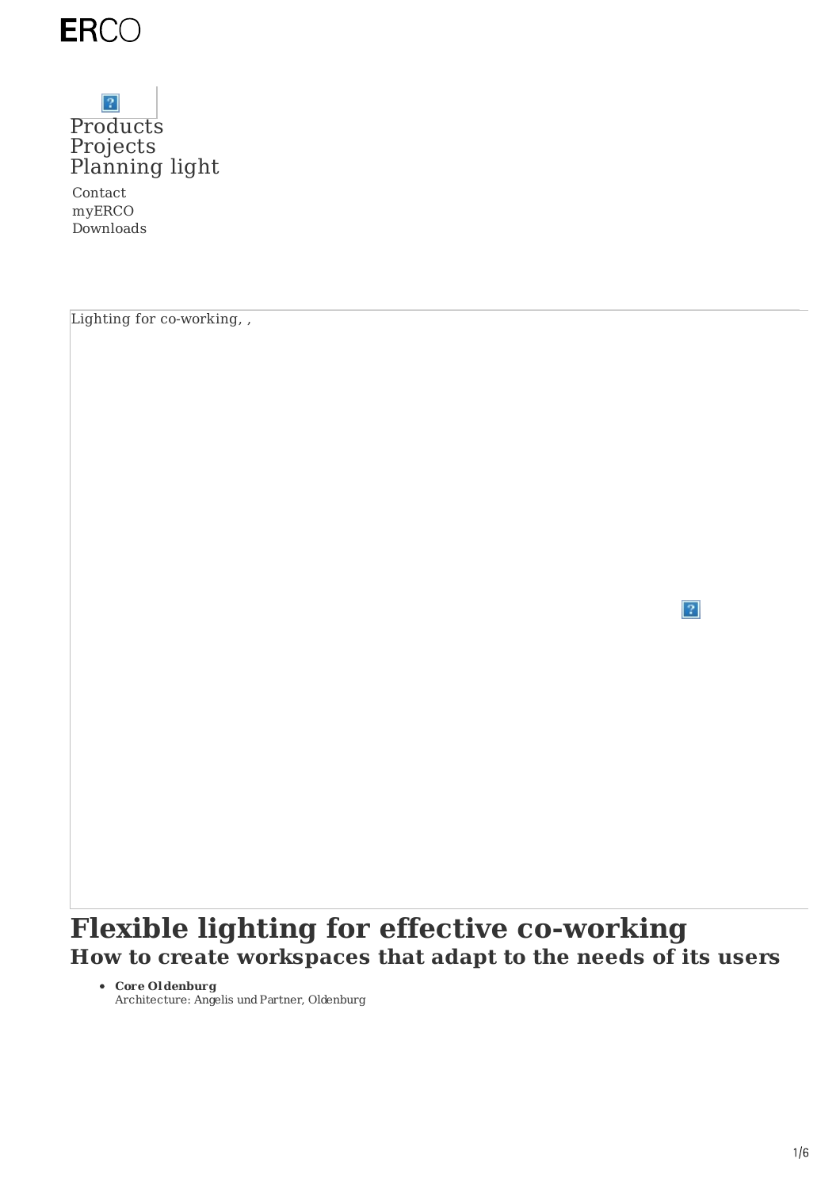ERCO

Products
Projects
Planning light

Contact
myERCO
Downloads

Lighting for co-working, ,

# Flexible lighting for effective co-working

## How to create workspaces that adapt to the needs of its users

- **Core Oldenburg**
  Architecture: Angelis und Partner, Oldenburg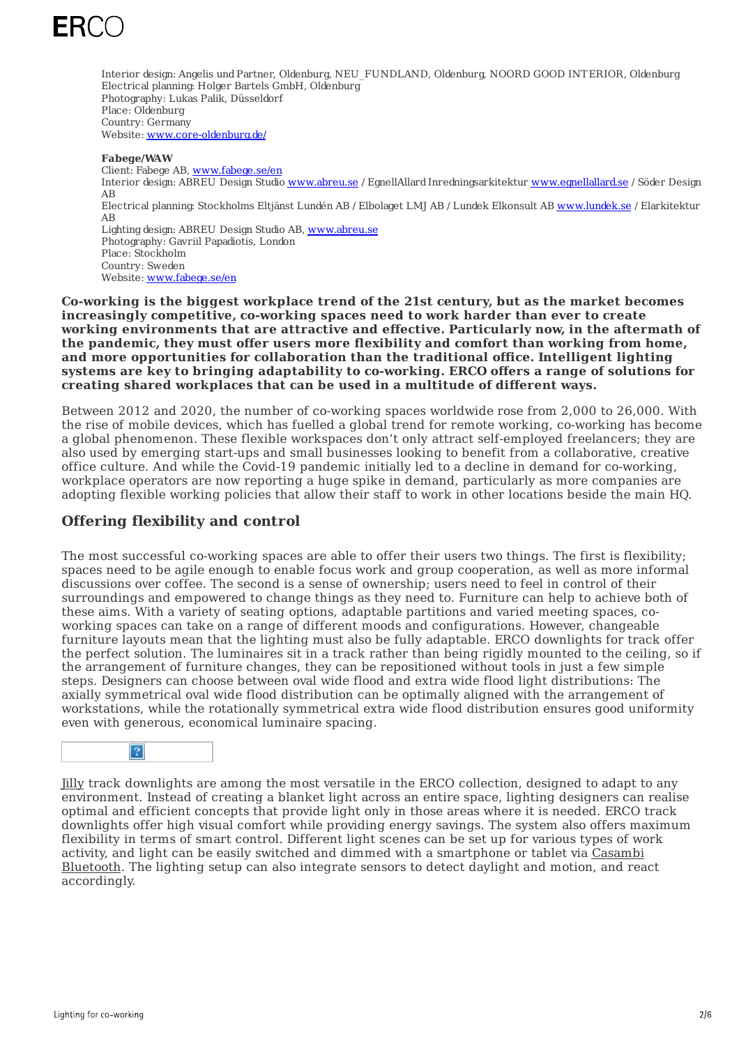Interior design: Angelis und Partner, Oldenburg, NEU_FUNDLAND, Oldenburg, NOORD GOOD INTERIOR, Oldenburg
Electrical planning: Holger Bartels GmbH, Oldenburg
Photography: Lukas Palik, Düsseldorf
Place: Oldenburg
Country: Germany
Website: [www.core-oldenburg.de/](www.core-oldenburg.de/)

**Fabege/WAW**
Client: Fabege AB, [www.fabege.se/en](www.fabege.se/en)
Interior design: ABREU Design Studio [www.abreu.se](www.abreu.se) / EgnellAllard Inredningsarkitektur [www.egnellallard.se](www.egnellallard.se) / Söder Design AB
Electrical planning: Stockholms Eltjänst Lundén AB / Elbolaget LMJ AB / Lundek Elkonsult AB [www.lundek.se](www.lundek.se) / Elarkitektur AB
Lighting design: ABREU Design Studio AB, [www.abreu.se](www.abreu.se)
Photography: Gavriil Papadiotis, London
Place: Stockholm
Country: Sweden
Website: [www.fabege.se/en](www.fabege.se/en)

**Co-working is the biggest workplace trend of the 21st century, but as the market becomes increasingly competitive, co-working spaces need to work harder than ever to create working environments that are attractive and effective. Particularly now, in the aftermath of the pandemic, they must offer users more flexibility and comfort than working from home, and more opportunities for collaboration than the traditional office. Intelligent lighting systems are key to bringing adaptability to co-working. ERCO offers a range of solutions for creating shared workplaces that can be used in a multitude of different ways.**

Between 2012 and 2020, the number of co-working spaces worldwide rose from 2,000 to 26,000. With the rise of mobile devices, which has fuelled a global trend for remote working, co-working has become a global phenomenon. These flexible workspaces don't only attract self-employed freelancers; they are also used by emerging start-ups and small businesses looking to benefit from a collaborative, creative office culture. And while the Covid-19 pandemic initially led to a decline in demand for co-working, workplace operators are now reporting a huge spike in demand, particularly as more companies are adopting flexible working policies that allow their staff to work in other locations beside the main HQ.

## Offering flexibility and control

The most successful co-working spaces are able to offer their users two things. The first is flexibility; spaces need to be agile enough to enable focus work and group cooperation, as well as more informal discussions over coffee. The second is a sense of ownership; users need to feel in control of their surroundings and empowered to change things as they need to. Furniture can help to achieve both of these aims. With a variety of seating options, adaptable partitions and varied meeting spaces, co-working spaces can take on a range of different moods and configurations. However, changeable furniture layouts mean that the lighting must also be fully adaptable. ERCO downlights for track offer the perfect solution. The luminaires sit in a track rather than being rigidly mounted to the ceiling, so if the arrangement of furniture changes, they can be repositioned without tools in just a few simple steps. Designers can choose between oval wide flood and extra wide flood light distributions: The axially symmetrical oval wide flood distribution can be optimally aligned with the arrangement of workstations, while the rotationally symmetrical extra wide flood distribution ensures good uniformity even with generous, economical luminaire spacing.

Jilly track downlights are among the most versatile in the ERCO collection, designed to adapt to any environment. Instead of creating a blanket light across an entire space, lighting designers can realise optimal and efficient concepts that provide light only in those areas where it is needed. ERCO track downlights offer high visual comfort while providing energy savings. The system also offers maximum flexibility in terms of smart control. Different light scenes can be set up for various types of work activity, and light can be easily switched and dimmed with a smartphone or tablet via Casambi Bluetooth. The lighting setup can also integrate sensors to detect daylight and motion, and react accordingly.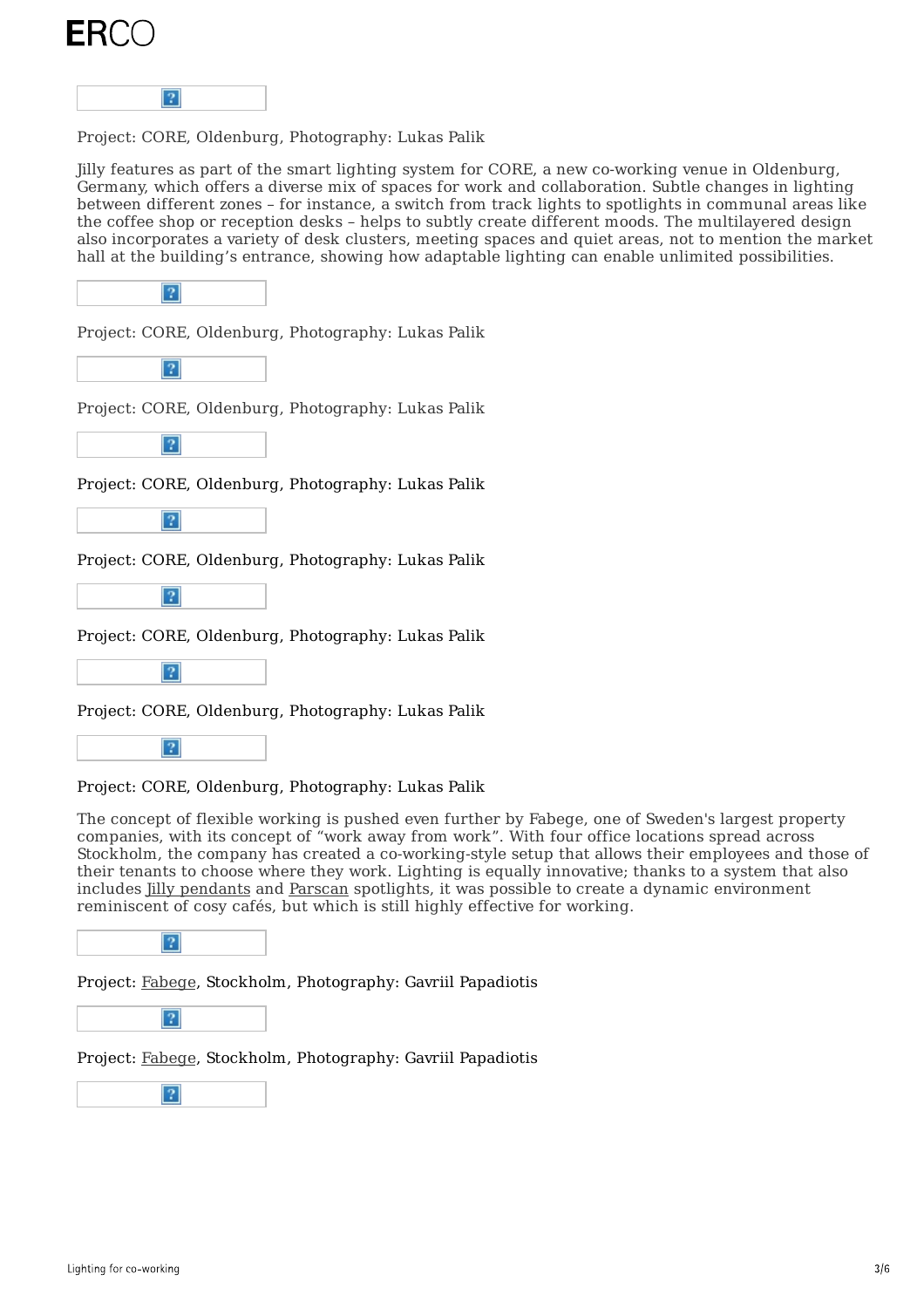Project: CORE, Oldenburg, Photography: Lukas Palik

Jilly features as part of the smart lighting system for CORE, a new co-working venue in Oldenburg, Germany, which offers a diverse mix of spaces for work and collaboration. Subtle changes in lighting between different zones – for instance, a switch from track lights to spotlights in communal areas like the coffee shop or reception desks – helps to subtly create different moods. The multilayered design also incorporates a variety of desk clusters, meeting spaces and quiet areas, not to mention the market hall at the building's entrance, showing how adaptable lighting can enable unlimited possibilities.

Project: CORE, Oldenburg, Photography: Lukas Palik

Project: CORE, Oldenburg, Photography: Lukas Palik

Project: CORE, Oldenburg, Photography: Lukas Palik

Project: CORE, Oldenburg, Photography: Lukas Palik

Project: CORE, Oldenburg, Photography: Lukas Palik

Project: CORE, Oldenburg, Photography: Lukas Palik

Project: CORE, Oldenburg, Photography: Lukas Palik

The concept of flexible working is pushed even further by Fabege, one of Sweden's largest property companies, with its concept of "work away from work". With four office locations spread across Stockholm, the company has created a co-working-style setup that allows their employees and those of their tenants to choose where they work. Lighting is equally innovative; thanks to a system that also includes Jilly pendants and Parscan spotlights, it was possible to create a dynamic environment reminiscent of cosy cafés, but which is still highly effective for working.

Project: Fabege, Stockholm, Photography: Gavriil Papadiotis

Project: Fabege, Stockholm, Photography: Gavriil Papadiotis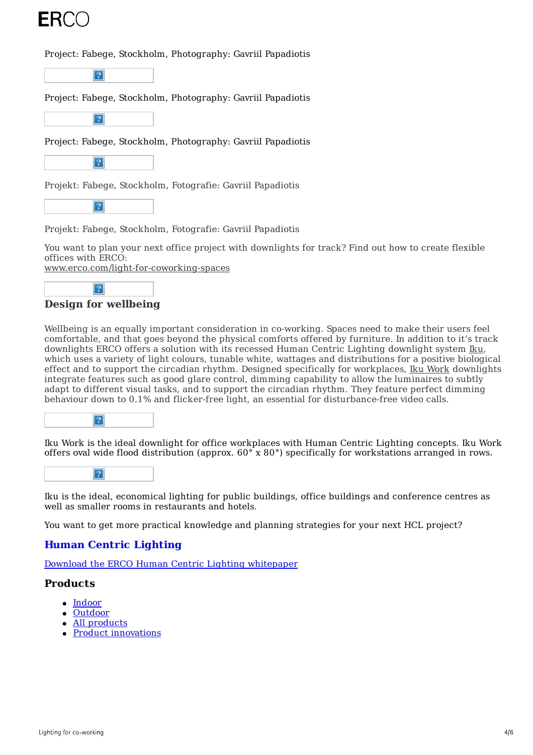Project: Fabege, Stockholm, Photography: Gavriil Papadiotis

Project: Fabege, Stockholm, Photography: Gavriil Papadiotis

Project: Fabege, Stockholm, Photography: Gavriil Papadiotis

Projekt: Fabege, Stockholm, Fotografie: Gavriil Papadiotis

Projekt: Fabege, Stockholm, Fotografie: Gavriil Papadiotis

You want to plan your next office project with downlights for track? Find out how to create flexible offices with ERCO:
[www.erco.com/light-for-coworking-spaces](www.erco.com/light-for-coworking-spaces)

## Design for wellbeing

Wellbeing is an equally important consideration in co-working. Spaces need to make their users feel comfortable, and that goes beyond the physical comforts offered by furniture. In addition to it's track downlights ERCO offers a solution with its recessed Human Centric Lighting downlight system Iku, which uses a variety of light colours, tunable white, wattages and distributions for a positive biological effect and to support the circadian rhythm. Designed specifically for workplaces, Iku Work downlights integrate features such as good glare control, dimming capability to allow the luminaires to subtly adapt to different visual tasks, and to support the circadian rhythm. They feature perfect dimming behaviour down to 0.1% and flicker-free light, an essential for disturbance-free video calls.

Iku Work is the ideal downlight for office workplaces with Human Centric Lighting concepts. Iku Work offers oval wide flood distribution (approx. 60° x 80°) specifically for workstations arranged in rows.

Iku is the ideal, economical lighting for public buildings, office buildings and conference centres as well as smaller rooms in restaurants and hotels.

You want to get more practical knowledge and planning strategies for your next HCL project?

### Human Centric Lighting

Download the ERCO Human Centric Lighting whitepaper

### Products

- Indoor
- Outdoor
- All products
- Product innovations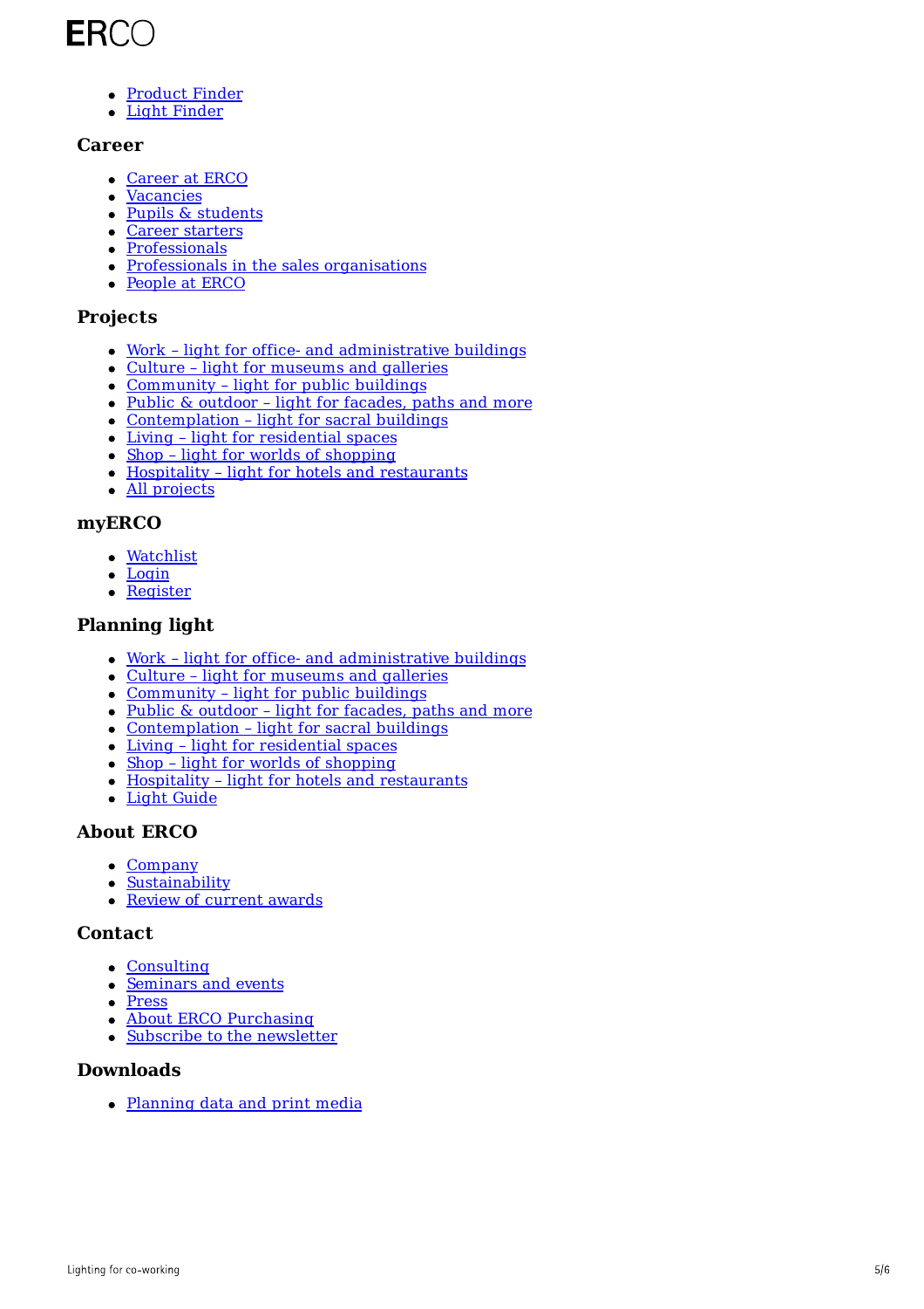ERCO

- Product Finder
- Light Finder

### Career

- Career at ERCO
- Vacancies
- Pupils & students
- Career starters
- Professionals
- Professionals in the sales organisations
- People at ERCO

### Projects

- Work – light for office- and administrative buildings
- Culture – light for museums and galleries
- Community – light for public buildings
- Public & outdoor – light for facades, paths and more
- Contemplation – light for sacral buildings
- Living – light for residential spaces
- Shop – light for worlds of shopping
- Hospitality – light for hotels and restaurants
- All projects

### myERCO

- Watchlist
- Login
- Register

### Planning light

- Work – light for office- and administrative buildings
- Culture – light for museums and galleries
- Community – light for public buildings
- Public & outdoor – light for facades, paths and more
- Contemplation – light for sacral buildings
- Living – light for residential spaces
- Shop – light for worlds of shopping
- Hospitality – light for hotels and restaurants
- Light Guide

### About ERCO

- Company
- Sustainability
- Review of current awards

### Contact

- Consulting
- Seminars and events
- Press
- About ERCO Purchasing
- Subscribe to the newsletter

### Downloads

- Planning data and print media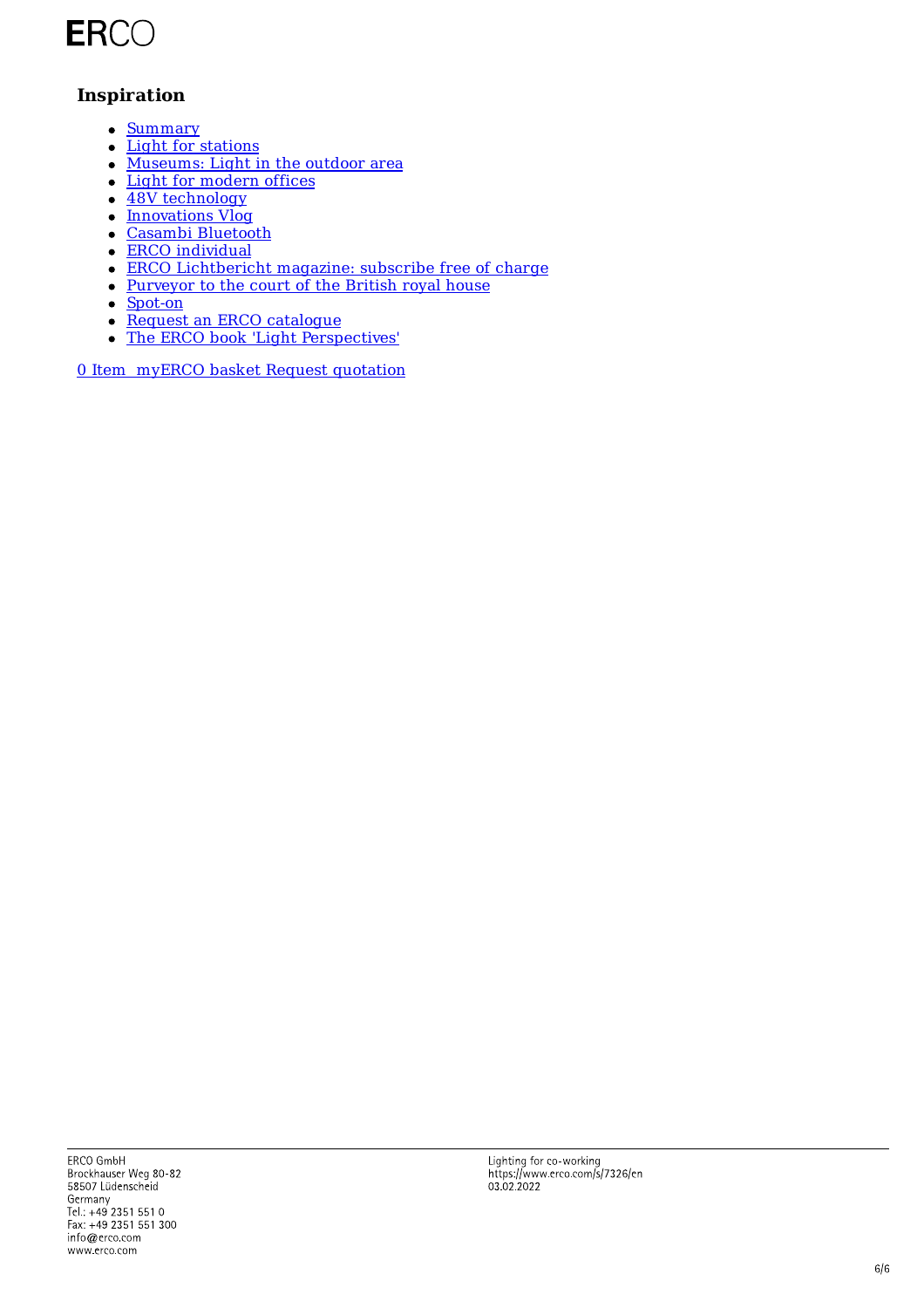### Inspiration

- Summary
- Light for stations
- Museums: Light in the outdoor area
- Light for modern offices
- 48V technology
- Innovations Vlog
- Casambi Bluetooth
- ERCO individual
- ERCO Lichtbericht magazine: subscribe free of charge
- Purveyor to the court of the British royal house
- Spot-on
- Request an ERCO catalogue
- The ERCO book 'Light Perspectives'

0 Item myERCO basket Request quotation